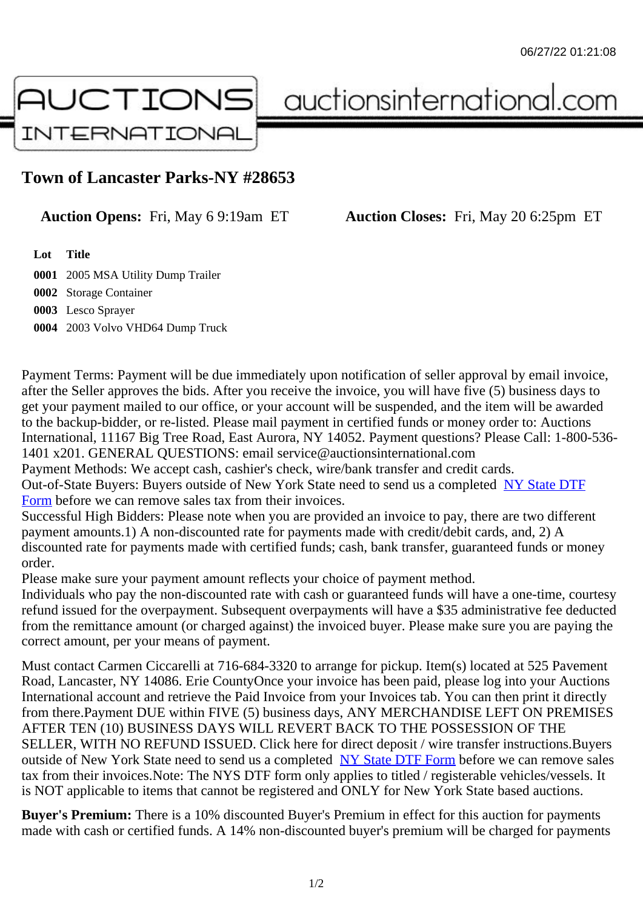# Town of Lancaster Parks-NY #28653

**Auction Opens:** Fri, May 6 9:19am ET **Auction Closes:** Fri, May 20 6:25pm ET

| Lot | Title |
|---|---|
| 0001 | 2005 MSA Utility Dump Trailer |
| 0002 | Storage Container |
| 0003 | Lesco Sprayer |
| 0004 | 2003 Volvo VHD64 Dump Truck |

Payment Terms: Payment will be due immediately upon notification of seller approval by email invoice, after the Seller approves the bids. After you receive the invoice, you will have five (5) business days to get your payment mailed to our office, or your account will be suspended, and the item will be awarded to the backup-bidder, or re-listed. Please mail payment in certified funds or money order to: Auctions International, 11167 Big Tree Road, East Aurora, NY 14052. Payment questions? Please Call: 1-800-536-1401 x201. GENERAL QUESTIONS: email service@auctionsinternational.com
Payment Methods: We accept cash, cashier's check, wire/bank transfer and credit cards.
Out-of-State Buyers: Buyers outside of New York State need to send us a completed NY State DTF Form before we can remove sales tax from their invoices.
Successful High Bidders: Please note when you are provided an invoice to pay, there are two different payment amounts.1) A non-discounted rate for payments made with credit/debit cards, and, 2) A discounted rate for payments made with certified funds; cash, bank transfer, guaranteed funds or money order.
Please make sure your payment amount reflects your choice of payment method.
Individuals who pay the non-discounted rate with cash or guaranteed funds will have a one-time, courtesy refund issued for the overpayment. Subsequent overpayments will have a $35 administrative fee deducted from the remittance amount (or charged against) the invoiced buyer. Please make sure you are paying the correct amount, per your means of payment.

Must contact Carmen Ciccarelli at 716-684-3320 to arrange for pickup. Item(s) located at 525 Pavement Road, Lancaster, NY 14086. Erie CountyOnce your invoice has been paid, please log into your Auctions International account and retrieve the Paid Invoice from your Invoices tab. You can then print it directly from there.Payment DUE within FIVE (5) business days, ANY MERCHANDISE LEFT ON PREMISES AFTER TEN (10) BUSINESS DAYS WILL REVERT BACK TO THE POSSESSION OF THE SELLER, WITH NO REFUND ISSUED. Click here for direct deposit / wire transfer instructions.Buyers outside of New York State need to send us a completed NY State DTF Form before we can remove sales tax from their invoices.Note: The NYS DTF form only applies to titled / registerable vehicles/vessels. It is NOT applicable to items that cannot be registered and ONLY for New York State based auctions.

**Buyer's Premium:** There is a 10% discounted Buyer's Premium in effect for this auction for payments made with cash or certified funds. A 14% non-discounted buyer's premium will be charged for payments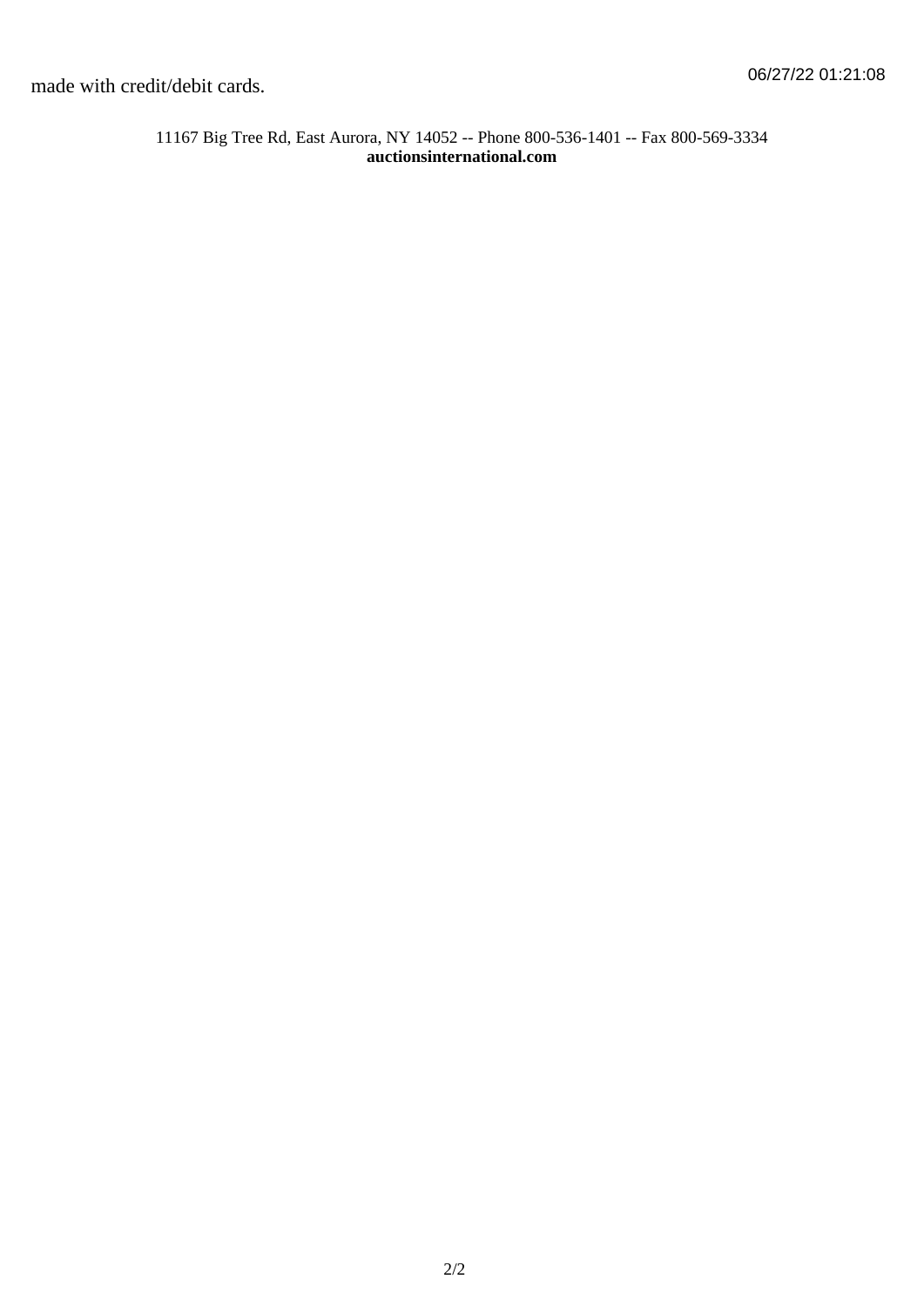made with credit/debit cards.

11167 Big Tree Rd, East Aurora, NY 14052 -- Phone 800-536-1401 -- Fax 800-569-3334
**auctionsinternational.com**